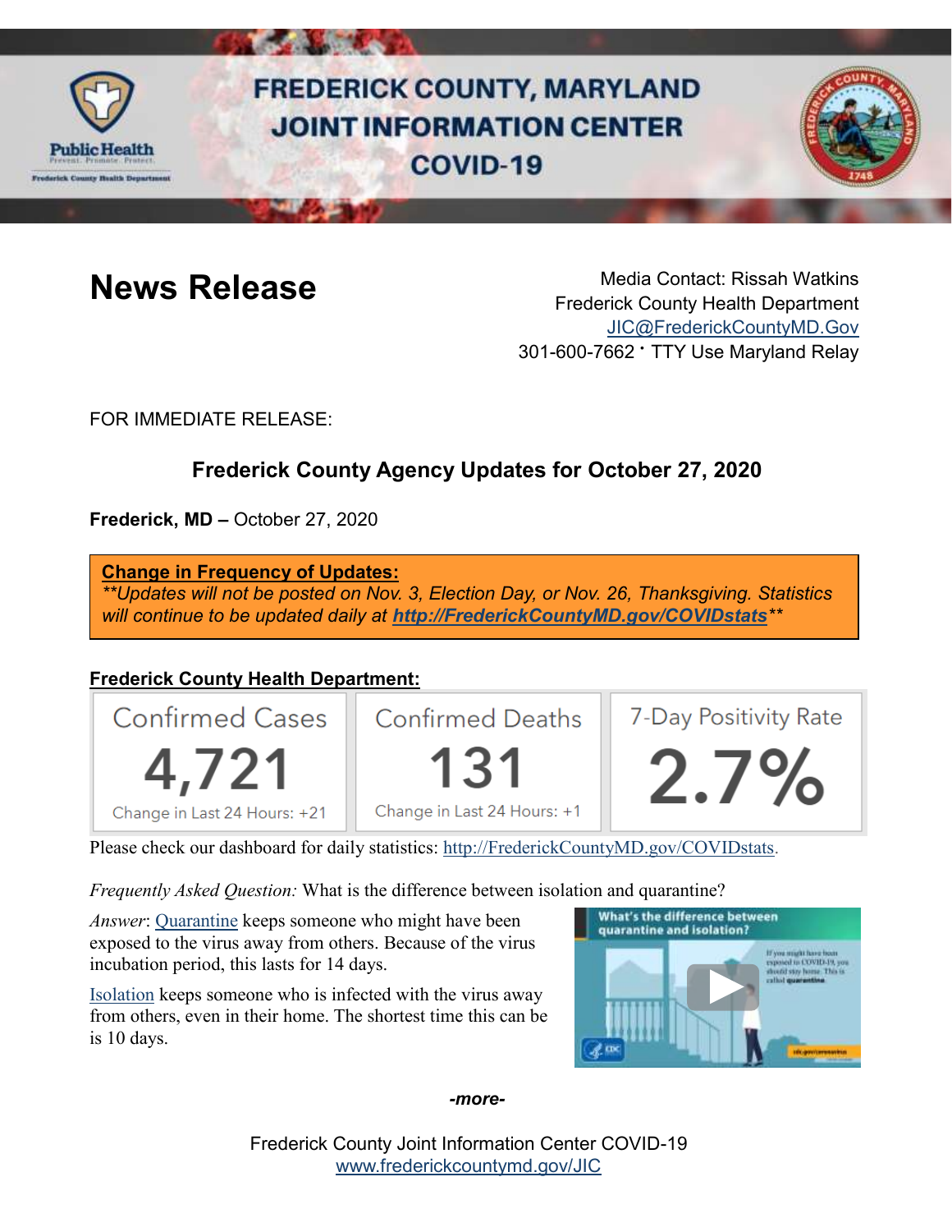# FREDERICK COUNTY, MARYLAND JOINT INFORMATION CENTER COVID-19

## News Release

Media Contact: Rissah Watkins
Frederick County Health Department
JIC@FrederickCountyMD.Gov
301-600-7662 • TTY Use Maryland Relay

FOR IMMEDIATE RELEASE:

### Frederick County Agency Updates for October 27, 2020

**Frederick, MD –** October 27, 2020

**Change in Frequency of Updates:**
*\*\*Updates will not be posted on Nov. 3, Election Day, or Nov. 26, Thanksgiving. Statistics will continue to be updated daily at **http://FrederickCountyMD.gov/COVIDstats**\*\**

**Frederick County Health Department:**

| Confirmed Cases | Confirmed Deaths | 7-Day Positivity Rate |
|---|---|---|
| 4,721 | 131 | 2.7% |
| Change in Last 24 Hours: +21 | Change in Last 24 Hours: +1 | |

Please check our dashboard for daily statistics: http://FrederickCountyMD.gov/COVIDstats.

*Frequently Asked Question:* What is the difference between isolation and quarantine?

*Answer*: Quarantine keeps someone who might have been exposed to the virus away from others. Because of the virus incubation period, this lasts for 14 days.

Isolation keeps someone who is infected with the virus away from others, even in their home. The shortest time this can be is 10 days.

*-more-*

Frederick County Joint Information Center COVID-19
www.frederickcountymd.gov/JIC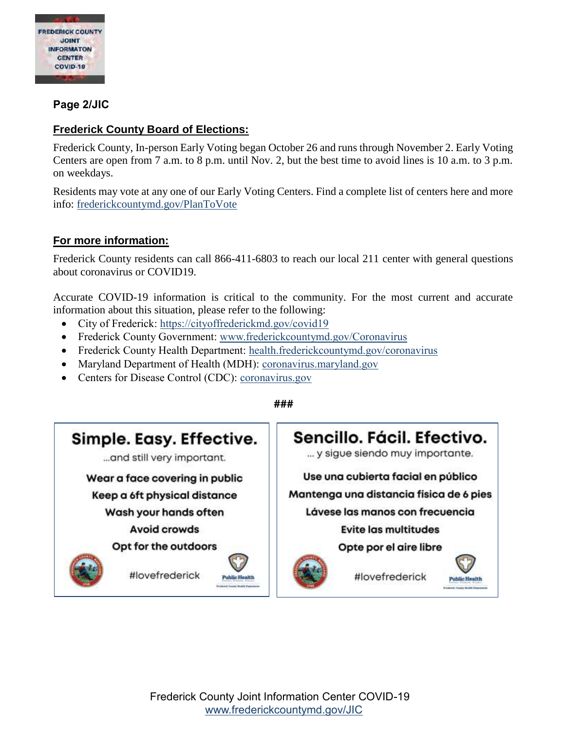**Page 2/JIC**

## Frederick County Board of Elections:

Frederick County, In-person Early Voting began October 26 and runs through November 2. Early Voting Centers are open from 7 a.m. to 8 p.m. until Nov. 2, but the best time to avoid lines is 10 a.m. to 3 p.m. on weekdays.

Residents may vote at any one of our Early Voting Centers. Find a complete list of centers here and more info: fredericckountymd.gov/PlanToVote

## For more information:

Frederick County residents can call 866-411-6803 to reach our local 211 center with general questions about coronavirus or COVID19.

Accurate COVID-19 information is critical to the community. For the most current and accurate information about this situation, please refer to the following:

- City of Frederick: https://cityoffrederickmd.gov/covid19
- Frederick County Government: www.frederickcountymd.gov/Coronavirus
- Frederick County Health Department: health.frederickcountymd.gov/coronavirus
- Maryland Department of Health (MDH): coronavirus.maryland.gov
- Centers for Disease Control (CDC): coronavirus.gov

###

**Simple. Easy. Effective.**

...and still very important.

Wear a face covering in public
Keep a 6ft physical distance
Wash your hands often
Avoid crowds
Opt for the outdoors

#lovefrederick

**Sencillo. Fácil. Efectivo.**

... y sigue siendo muy importante.

Use una cubierta facial en público
Mantenga una distancia física de 6 pies
Lávese las manos con frecuencia
Evite las multitudes
Opte por el aire libre

#lovefrederick